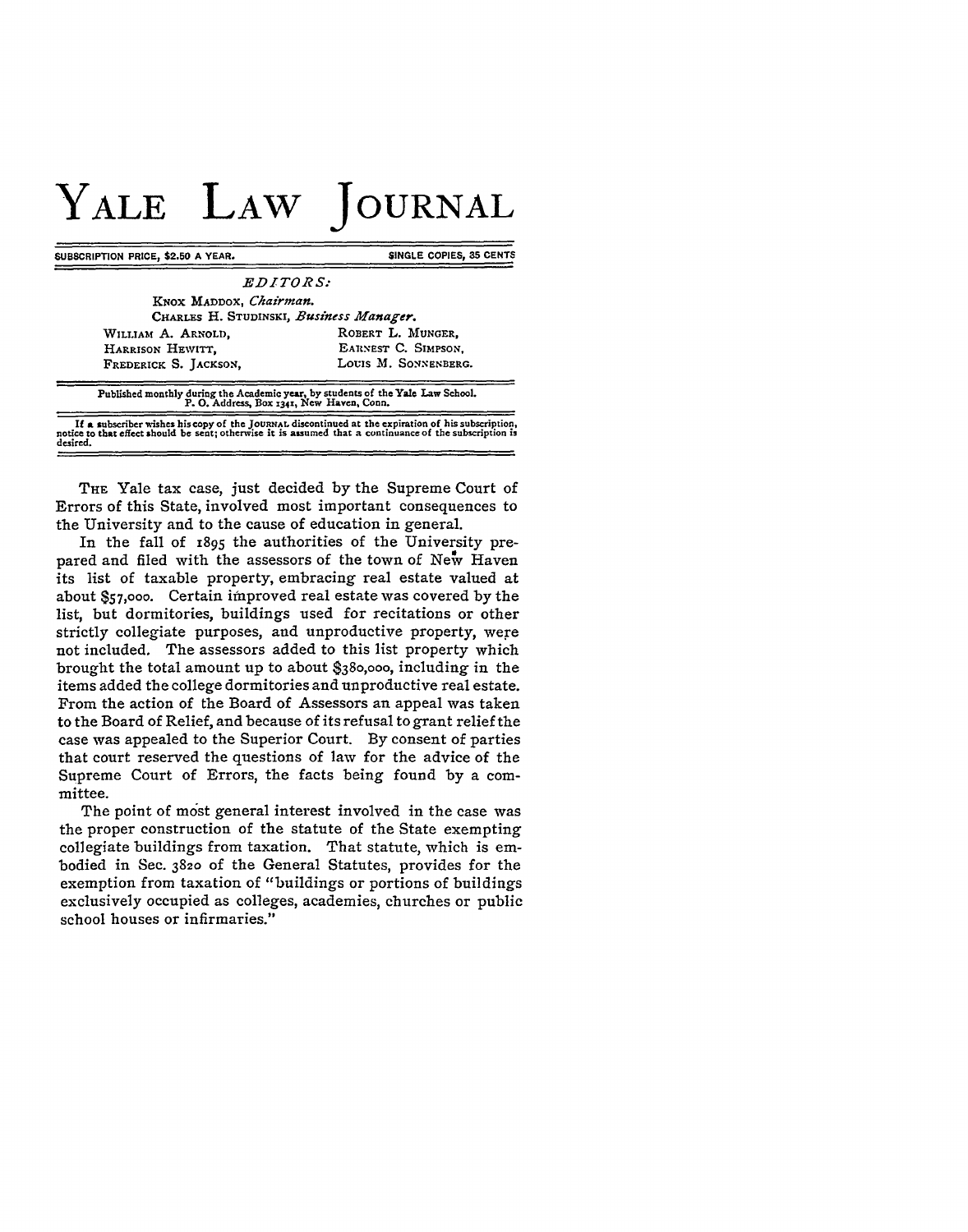# YALE LAW JOURNAL

SUBSCRIPTION PRICE, $2.50 A YEAR. SINGLE COPIES, 35 CENTS

*EDITORS:*

KNOX MADDOX, *Chairman.*
CHARLES H. STUDINSKI, *Business Manager.*

WILLIAM A. ARNOLD, ROBERT L. MUNGER,
HARRISON HEWITT, EARNEST C. SIMPSON,
FREDERICK S. JACKSON, LOUIS M. SONNENBERG.

Published monthly during the Academic year, by students of the Yale Law School.
P. O. Address, Box 1341, New Haven, Conn.

If a subscriber wishes his copy of the JOURNAL discontinued at the expiration of his subscription, notice to that effect should be sent; otherwise it is assumed that a continuance of the subscription is desired.

---

THE Yale tax case, just decided by the Supreme Court of Errors of this State, involved most important consequences to the University and to the cause of education in general.

In the fall of 1895 the authorities of the University prepared and filed with the assessors of the town of New Haven its list of taxable property, embracing real estate valued at about $57,000. Certain improved real estate was covered by the list, but dormitories, buildings used for recitations or other strictly collegiate purposes, and unproductive property, were not included. The assessors added to this list property which brought the total amount up to about $380,000, including in the items added the college dormitories and unproductive real estate. From the action of the Board of Assessors an appeal was taken to the Board of Relief, and because of its refusal to grant relief the case was appealed to the Superior Court. By consent of parties that court reserved the questions of law for the advice of the Supreme Court of Errors, the facts being found by a committee.

The point of most general interest involved in the case was the proper construction of the statute of the State exempting collegiate buildings from taxation. That statute, which is embodied in Sec. 3820 of the General Statutes, provides for the exemption from taxation of "buildings or portions of buildings exclusively occupied as colleges, academies, churches or public school houses or infirmaries."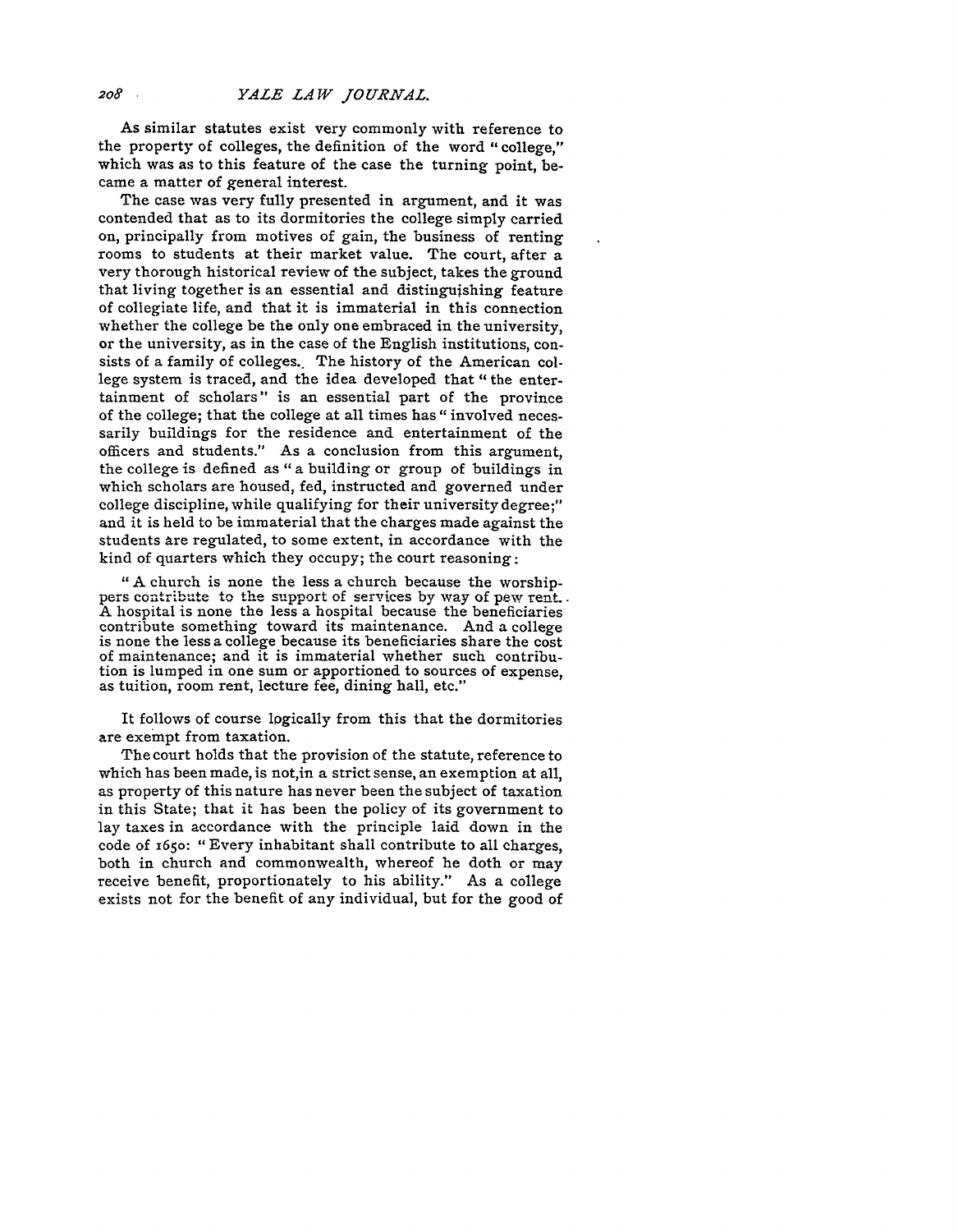As similar statutes exist very commonly with reference to the property of colleges, the definition of the word "college," which was as to this feature of the case the turning point, became a matter of general interest.

The case was very fully presented in argument, and it was contended that as to its dormitories the college simply carried on, principally from motives of gain, the business of renting rooms to students at their market value. The court, after a very thorough historical review of the subject, takes the ground that living together is an essential and distinguishing feature of collegiate life, and that it is immaterial in this connection whether the college be the only one embraced in the university, or the university, as in the case of the English institutions, consists of a family of colleges. The history of the American college system is traced, and the idea developed that "the entertainment of scholars" is an essential part of the province of the college; that the college at all times has "involved necessarily buildings for the residence and entertainment of the officers and students." As a conclusion from this argument, the college is defined as "a building or group of buildings in which scholars are housed, fed, instructed and governed under college discipline, while qualifying for their university degree;" and it is held to be immaterial that the charges made against the students are regulated, to some extent, in accordance with the kind of quarters which they occupy; the court reasoning:

> "A church is none the less a church because the worshippers contribute to the support of services by way of pew rent. A hospital is none the less a hospital because the beneficiaries contribute something toward its maintenance. And a college is none the less a college because its beneficiaries share the cost of maintenance; and it is immaterial whether such contribution is lumped in one sum or apportioned to sources of expense, as tuition, room rent, lecture fee, dining hall, etc."

It follows of course logically from this that the dormitories are exempt from taxation.

The court holds that the provision of the statute, reference to which has been made, is not, in a strict sense, an exemption at all, as property of this nature has never been the subject of taxation in this State; that it has been the policy of its government to lay taxes in accordance with the principle laid down in the code of 1650: "Every inhabitant shall contribute to all charges, both in church and commonwealth, whereof he doth or may receive benefit, proportionately to his ability." As a college exists not for the benefit of any individual, but for the good of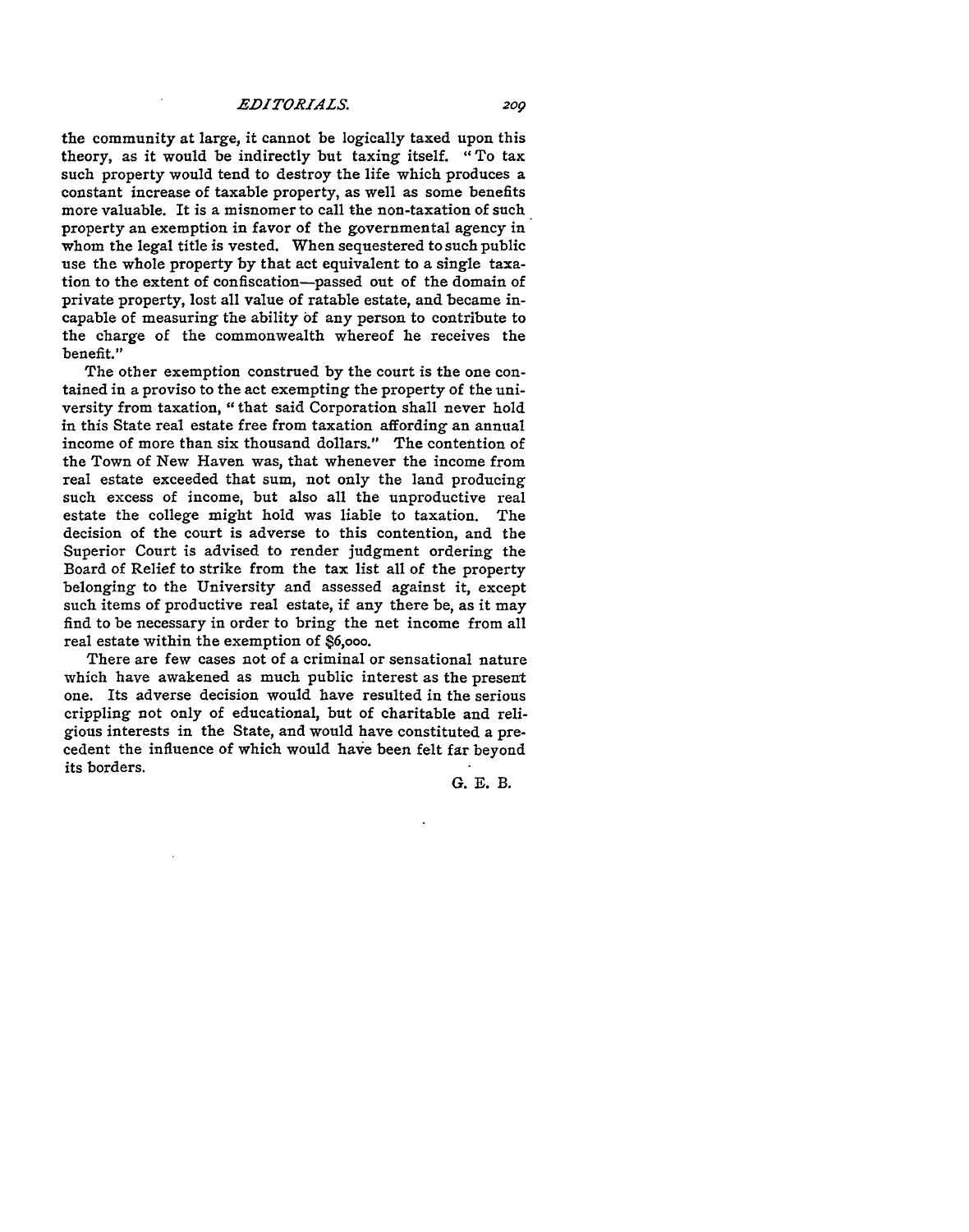the community at large, it cannot be logically taxed upon this theory, as it would be indirectly but taxing itself. "To tax such property would tend to destroy the life which produces a constant increase of taxable property, as well as some benefits more valuable. It is a misnomer to call the non-taxation of such property an exemption in favor of the governmental agency in whom the legal title is vested. When sequestered to such public use the whole property by that act equivalent to a single taxation to the extent of confiscation—passed out of the domain of private property, lost all value of ratable estate, and became incapable of measuring the ability of any person to contribute to the charge of the commonwealth whereof he receives the benefit."

The other exemption construed by the court is the one contained in a proviso to the act exempting the property of the university from taxation, "that said Corporation shall never hold in this State real estate free from taxation affording an annual income of more than six thousand dollars." The contention of the Town of New Haven was, that whenever the income from real estate exceeded that sum, not only the land producing such excess of income, but also all the unproductive real estate the college might hold was liable to taxation. The decision of the court is adverse to this contention, and the Superior Court is advised to render judgment ordering the Board of Relief to strike from the tax list all of the property belonging to the University and assessed against it, except such items of productive real estate, if any there be, as it may find to be necessary in order to bring the net income from all real estate within the exemption of $6,000.

There are few cases not of a criminal or sensational nature which have awakened as much public interest as the present one. Its adverse decision would have resulted in the serious crippling not only of educational, but of charitable and religious interests in the State, and would have constituted a precedent the influence of which would have been felt far beyond its borders.

G. E. B.